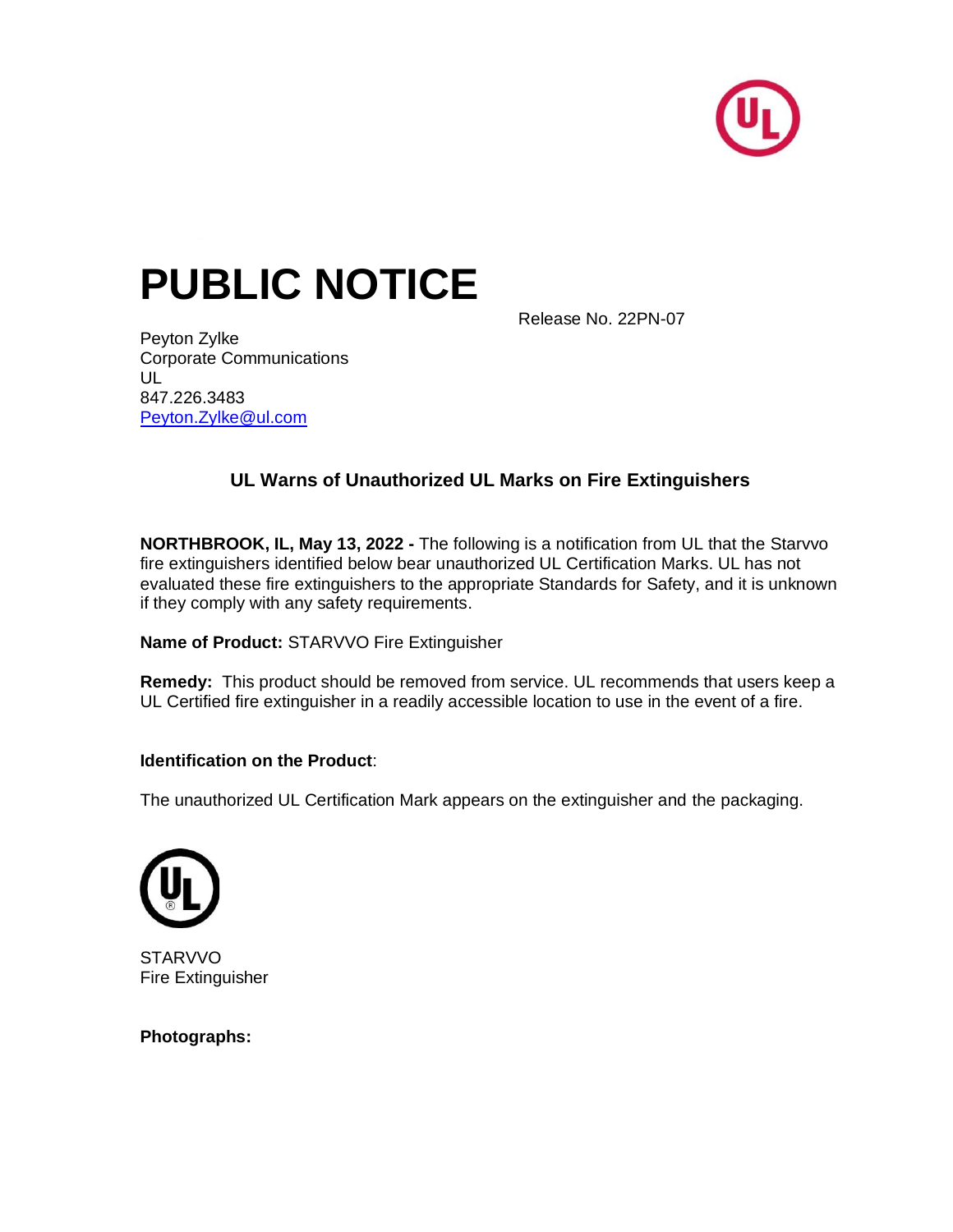# PUBLIC NOTICE

Release No. 22PN-07

Peyton Zylke
Corporate Communications
UL
847.226.3483
Peyton.Zylke@ul.com

### UL Warns of Unauthorized UL Marks on Fire Extinguishers

**NORTHBROOK, IL, May 13, 2022 -** The following is a notification from UL that the Starvvo fire extinguishers identified below bear unauthorized UL Certification Marks. UL has not evaluated these fire extinguishers to the appropriate Standards for Safety, and it is unknown if they comply with any safety requirements.

**Name of Product:** STARVVO Fire Extinguisher

**Remedy:** This product should be removed from service. UL recommends that users keep a UL Certified fire extinguisher in a readily accessible location to use in the event of a fire.

**Identification on the Product**:

The unauthorized UL Certification Mark appears on the extinguisher and the packaging.

STARVVO
Fire Extinguisher

**Photographs:**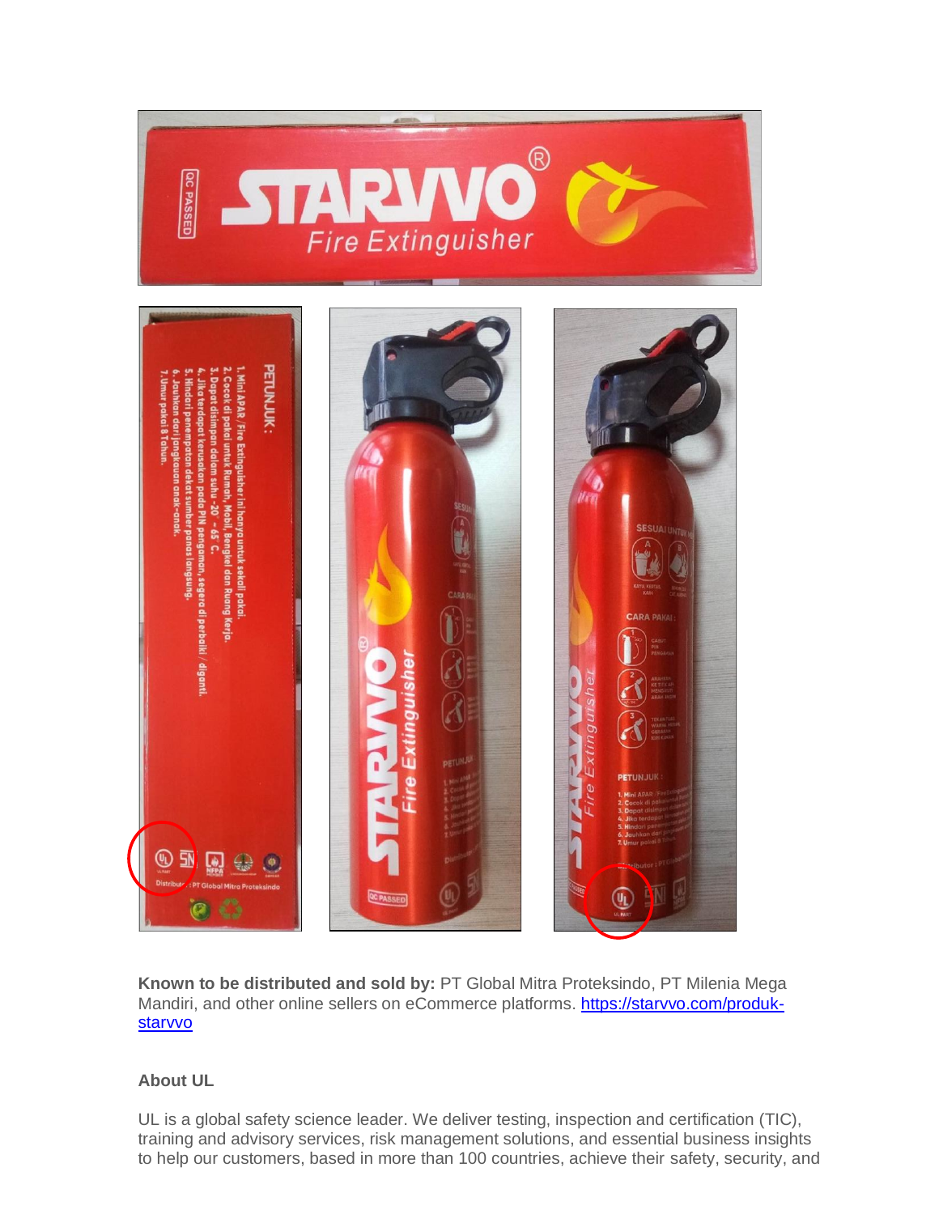**Known to be distributed and sold by:** PT Global Mitra Proteksindo, PT Milenia Mega Mandiri, and other online sellers on eCommerce platforms. [https://starvvo.com/produk-starvvo](https://starvvo.com/produk-starvvo)

**About UL**

UL is a global safety science leader. We deliver testing, inspection and certification (TIC), training and advisory services, risk management solutions, and essential business insights to help our customers, based in more than 100 countries, achieve their safety, security, and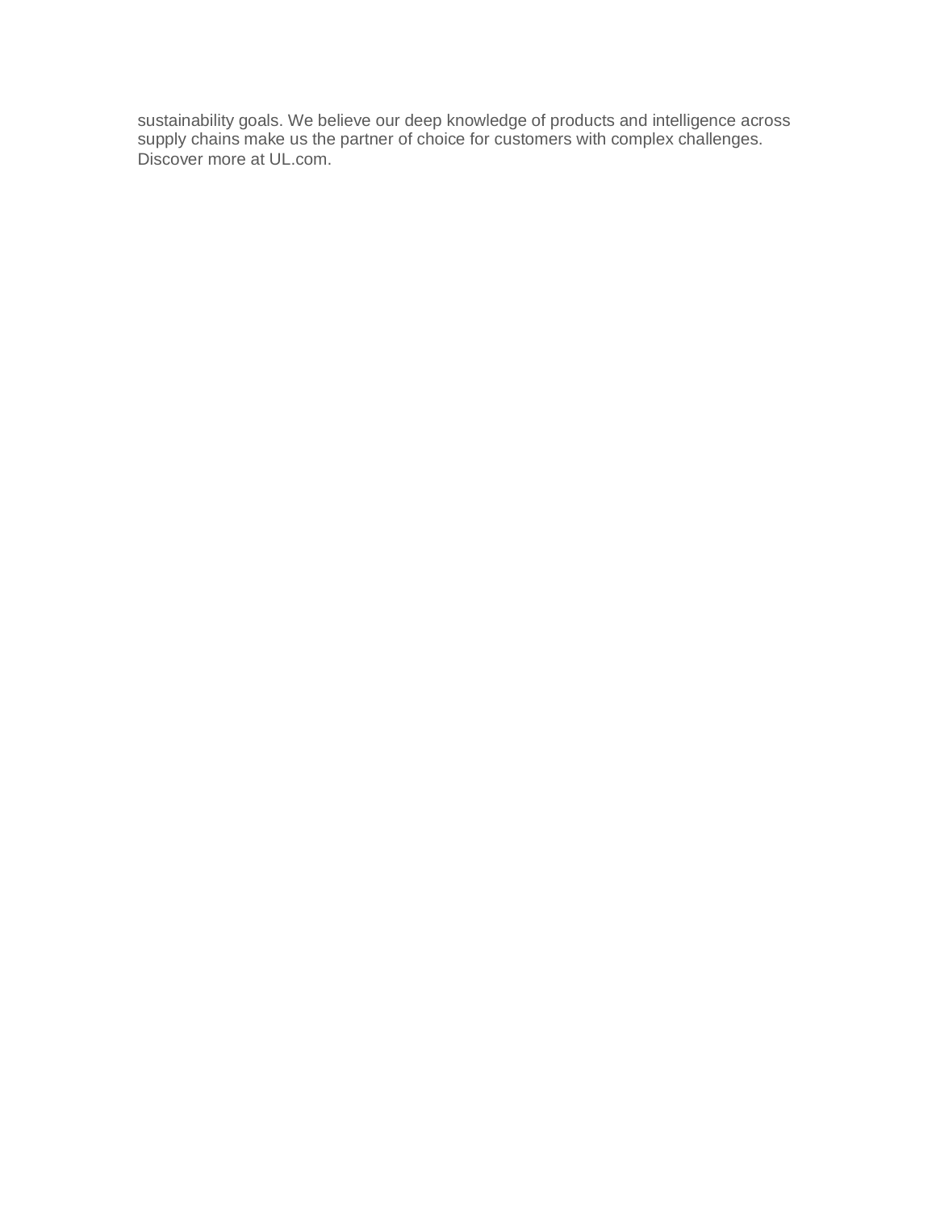sustainability goals. We believe our deep knowledge of products and intelligence across supply chains make us the partner of choice for customers with complex challenges. Discover more at UL.com.